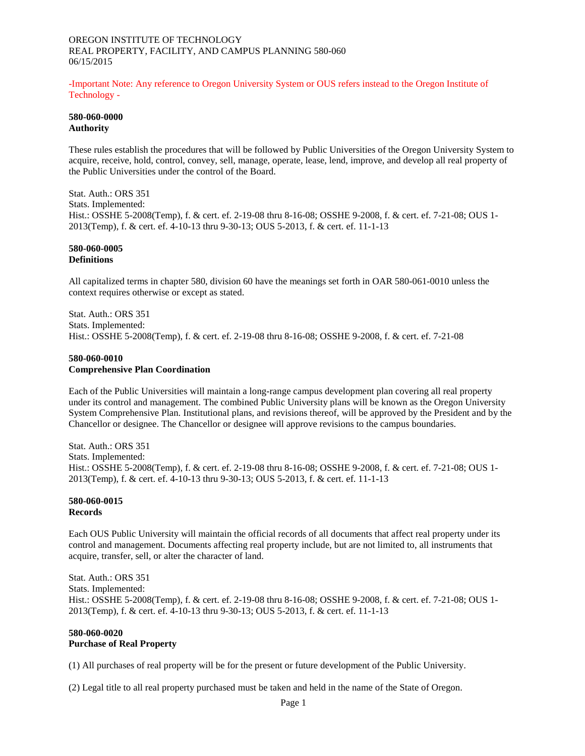OREGON INSTITUTE OF TECHNOLOGY
REAL PROPERTY, FACILITY, AND CAMPUS PLANNING 580-060
06/15/2015

-Important Note: Any reference to Oregon University System or OUS refers instead to the Oregon Institute of Technology -

**580-060-0000**
**Authority**

These rules establish the procedures that will be followed by Public Universities of the Oregon University System to acquire, receive, hold, control, convey, sell, manage, operate, lease, lend, improve, and develop all real property of the Public Universities under the control of the Board.

Stat. Auth.: ORS 351
Stats. Implemented:
Hist.: OSSHE 5-2008(Temp), f. & cert. ef. 2-19-08 thru 8-16-08; OSSHE 9-2008, f. & cert. ef. 7-21-08; OUS 1-2013(Temp), f. & cert. ef. 4-10-13 thru 9-30-13; OUS 5-2013, f. & cert. ef. 11-1-13

**580-060-0005**
**Definitions**

All capitalized terms in chapter 580, division 60 have the meanings set forth in OAR 580-061-0010 unless the context requires otherwise or except as stated.

Stat. Auth.: ORS 351
Stats. Implemented:
Hist.: OSSHE 5-2008(Temp), f. & cert. ef. 2-19-08 thru 8-16-08; OSSHE 9-2008, f. & cert. ef. 7-21-08

**580-060-0010**
**Comprehensive Plan Coordination**

Each of the Public Universities will maintain a long-range campus development plan covering all real property under its control and management. The combined Public University plans will be known as the Oregon University System Comprehensive Plan. Institutional plans, and revisions thereof, will be approved by the President and by the Chancellor or designee. The Chancellor or designee will approve revisions to the campus boundaries.

Stat. Auth.: ORS 351
Stats. Implemented:
Hist.: OSSHE 5-2008(Temp), f. & cert. ef. 2-19-08 thru 8-16-08; OSSHE 9-2008, f. & cert. ef. 7-21-08; OUS 1-2013(Temp), f. & cert. ef. 4-10-13 thru 9-30-13; OUS 5-2013, f. & cert. ef. 11-1-13

**580-060-0015**
**Records**

Each OUS Public University will maintain the official records of all documents that affect real property under its control and management. Documents affecting real property include, but are not limited to, all instruments that acquire, transfer, sell, or alter the character of land.

Stat. Auth.: ORS 351
Stats. Implemented:
Hist.: OSSHE 5-2008(Temp), f. & cert. ef. 2-19-08 thru 8-16-08; OSSHE 9-2008, f. & cert. ef. 7-21-08; OUS 1-2013(Temp), f. & cert. ef. 4-10-13 thru 9-30-13; OUS 5-2013, f. & cert. ef. 11-1-13

**580-060-0020**
**Purchase of Real Property**

(1) All purchases of real property will be for the present or future development of the Public University.

(2) Legal title to all real property purchased must be taken and held in the name of the State of Oregon.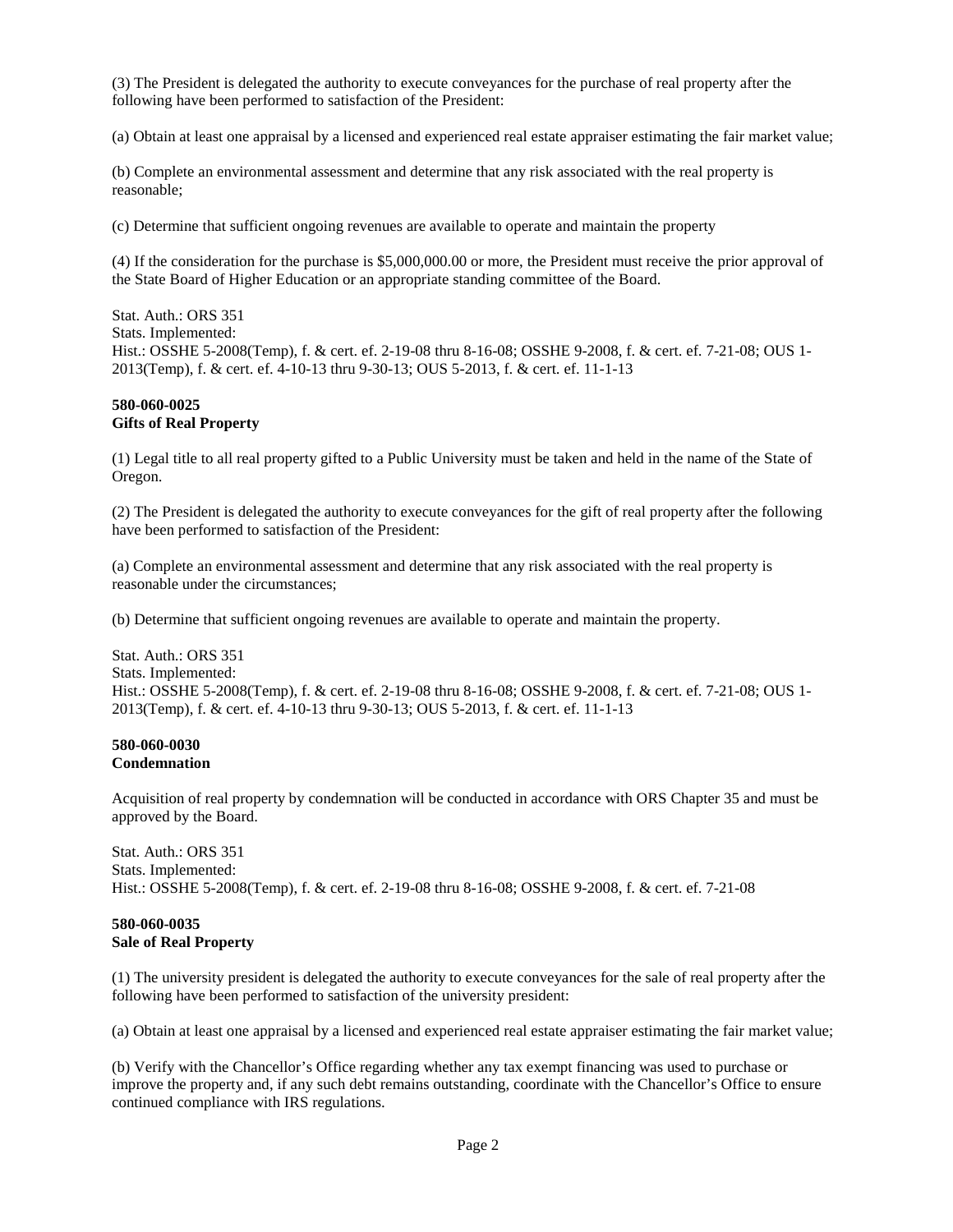(3) The President is delegated the authority to execute conveyances for the purchase of real property after the following have been performed to satisfaction of the President:

(a) Obtain at least one appraisal by a licensed and experienced real estate appraiser estimating the fair market value;

(b) Complete an environmental assessment and determine that any risk associated with the real property is reasonable;

(c) Determine that sufficient ongoing revenues are available to operate and maintain the property

(4) If the consideration for the purchase is $5,000,000.00 or more, the President must receive the prior approval of the State Board of Higher Education or an appropriate standing committee of the Board.

Stat. Auth.: ORS 351
Stats. Implemented:
Hist.: OSSHE 5-2008(Temp), f. & cert. ef. 2-19-08 thru 8-16-08; OSSHE 9-2008, f. & cert. ef. 7-21-08; OUS 1-2013(Temp), f. & cert. ef. 4-10-13 thru 9-30-13; OUS 5-2013, f. & cert. ef. 11-1-13

**580-060-0025**
**Gifts of Real Property**

(1) Legal title to all real property gifted to a Public University must be taken and held in the name of the State of Oregon.

(2) The President is delegated the authority to execute conveyances for the gift of real property after the following have been performed to satisfaction of the President:

(a) Complete an environmental assessment and determine that any risk associated with the real property is reasonable under the circumstances;

(b) Determine that sufficient ongoing revenues are available to operate and maintain the property.

Stat. Auth.: ORS 351
Stats. Implemented:
Hist.: OSSHE 5-2008(Temp), f. & cert. ef. 2-19-08 thru 8-16-08; OSSHE 9-2008, f. & cert. ef. 7-21-08; OUS 1-2013(Temp), f. & cert. ef. 4-10-13 thru 9-30-13; OUS 5-2013, f. & cert. ef. 11-1-13

**580-060-0030**
**Condemnation**

Acquisition of real property by condemnation will be conducted in accordance with ORS Chapter 35 and must be approved by the Board.

Stat. Auth.: ORS 351
Stats. Implemented:
Hist.: OSSHE 5-2008(Temp), f. & cert. ef. 2-19-08 thru 8-16-08; OSSHE 9-2008, f. & cert. ef. 7-21-08

**580-060-0035**
**Sale of Real Property**

(1) The university president is delegated the authority to execute conveyances for the sale of real property after the following have been performed to satisfaction of the university president:

(a) Obtain at least one appraisal by a licensed and experienced real estate appraiser estimating the fair market value;

(b) Verify with the Chancellor's Office regarding whether any tax exempt financing was used to purchase or improve the property and, if any such debt remains outstanding, coordinate with the Chancellor's Office to ensure continued compliance with IRS regulations.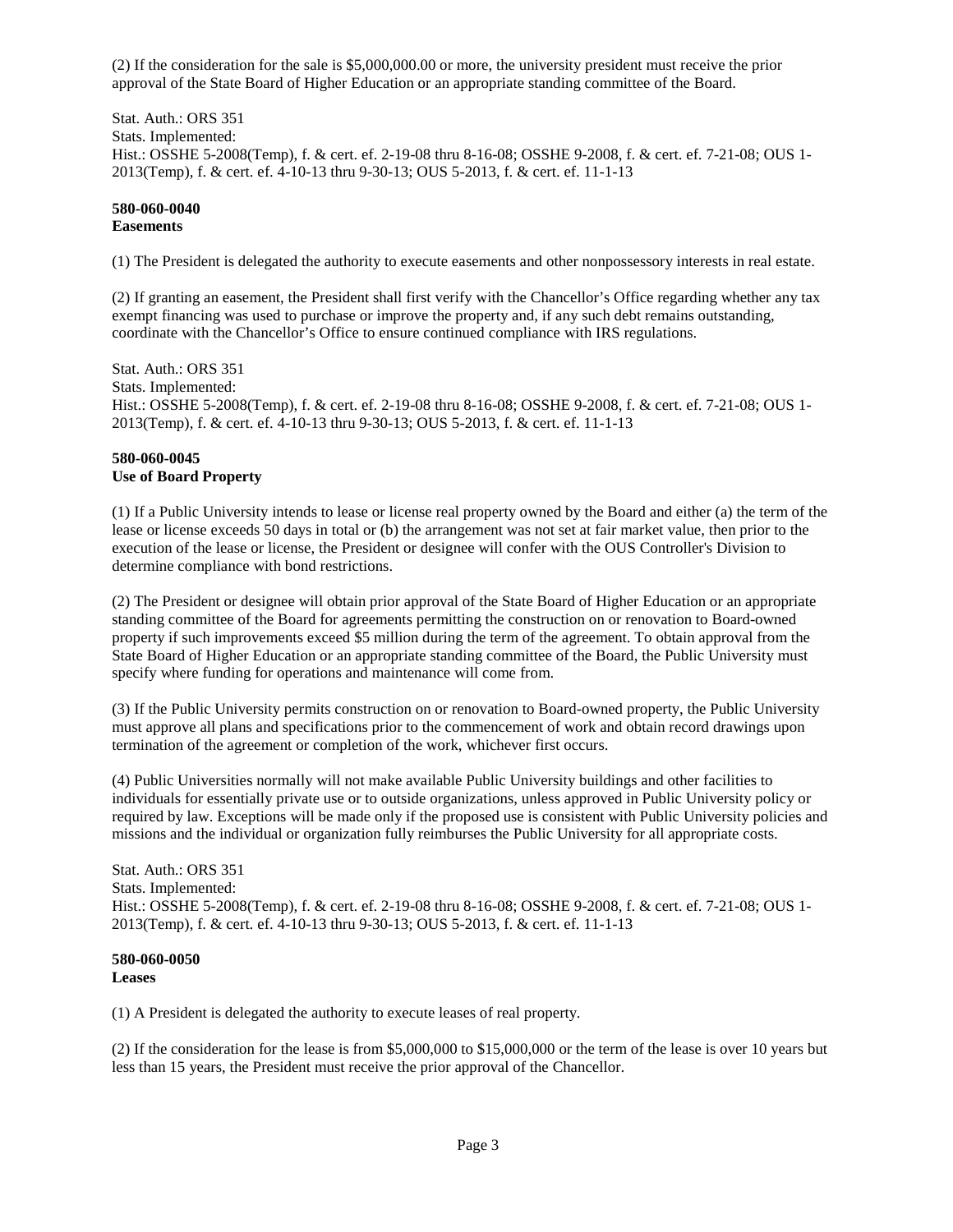(2) If the consideration for the sale is $5,000,000.00 or more, the university president must receive the prior approval of the State Board of Higher Education or an appropriate standing committee of the Board.

Stat. Auth.: ORS 351
Stats. Implemented:
Hist.: OSSHE 5-2008(Temp), f. & cert. ef. 2-19-08 thru 8-16-08; OSSHE 9-2008, f. & cert. ef. 7-21-08; OUS 1-2013(Temp), f. & cert. ef. 4-10-13 thru 9-30-13; OUS 5-2013, f. & cert. ef. 11-1-13

**580-060-0040**
**Easements**

(1) The President is delegated the authority to execute easements and other nonpossessory interests in real estate.

(2) If granting an easement, the President shall first verify with the Chancellor's Office regarding whether any tax exempt financing was used to purchase or improve the property and, if any such debt remains outstanding, coordinate with the Chancellor's Office to ensure continued compliance with IRS regulations.

Stat. Auth.: ORS 351
Stats. Implemented:
Hist.: OSSHE 5-2008(Temp), f. & cert. ef. 2-19-08 thru 8-16-08; OSSHE 9-2008, f. & cert. ef. 7-21-08; OUS 1-2013(Temp), f. & cert. ef. 4-10-13 thru 9-30-13; OUS 5-2013, f. & cert. ef. 11-1-13

**580-060-0045**
**Use of Board Property**

(1) If a Public University intends to lease or license real property owned by the Board and either (a) the term of the lease or license exceeds 50 days in total or (b) the arrangement was not set at fair market value, then prior to the execution of the lease or license, the President or designee will confer with the OUS Controller's Division to determine compliance with bond restrictions.

(2) The President or designee will obtain prior approval of the State Board of Higher Education or an appropriate standing committee of the Board for agreements permitting the construction on or renovation to Board-owned property if such improvements exceed $5 million during the term of the agreement. To obtain approval from the State Board of Higher Education or an appropriate standing committee of the Board, the Public University must specify where funding for operations and maintenance will come from.

(3) If the Public University permits construction on or renovation to Board-owned property, the Public University must approve all plans and specifications prior to the commencement of work and obtain record drawings upon termination of the agreement or completion of the work, whichever first occurs.

(4) Public Universities normally will not make available Public University buildings and other facilities to individuals for essentially private use or to outside organizations, unless approved in Public University policy or required by law. Exceptions will be made only if the proposed use is consistent with Public University policies and missions and the individual or organization fully reimburses the Public University for all appropriate costs.

Stat. Auth.: ORS 351
Stats. Implemented:
Hist.: OSSHE 5-2008(Temp), f. & cert. ef. 2-19-08 thru 8-16-08; OSSHE 9-2008, f. & cert. ef. 7-21-08; OUS 1-2013(Temp), f. & cert. ef. 4-10-13 thru 9-30-13; OUS 5-2013, f. & cert. ef. 11-1-13

**580-060-0050**
**Leases**

(1) A President is delegated the authority to execute leases of real property.

(2) If the consideration for the lease is from $5,000,000 to $15,000,000 or the term of the lease is over 10 years but less than 15 years, the President must receive the prior approval of the Chancellor.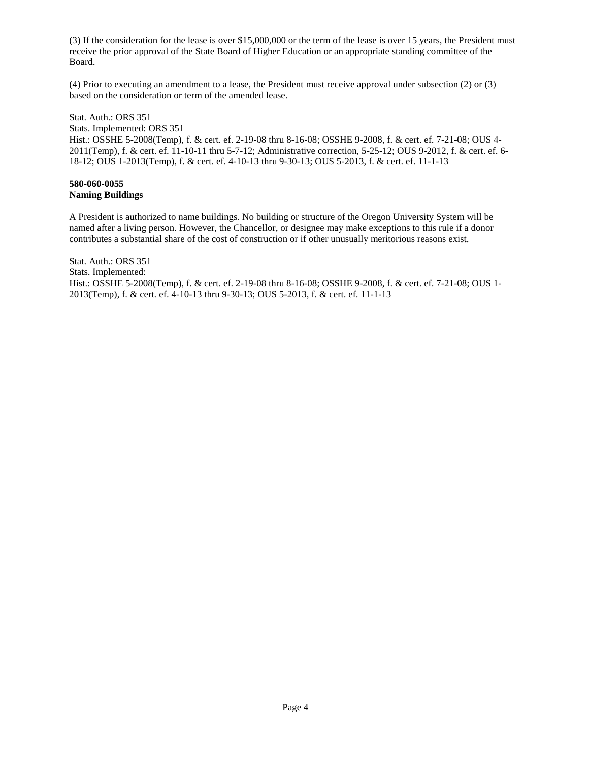(3) If the consideration for the lease is over $15,000,000 or the term of the lease is over 15 years, the President must receive the prior approval of the State Board of Higher Education or an appropriate standing committee of the Board.

(4) Prior to executing an amendment to a lease, the President must receive approval under subsection (2) or (3) based on the consideration or term of the amended lease.

Stat. Auth.: ORS 351
Stats. Implemented: ORS 351
Hist.: OSSHE 5-2008(Temp), f. & cert. ef. 2-19-08 thru 8-16-08; OSSHE 9-2008, f. & cert. ef. 7-21-08; OUS 4-2011(Temp), f. & cert. ef. 11-10-11 thru 5-7-12; Administrative correction, 5-25-12; OUS 9-2012, f. & cert. ef. 6-18-12; OUS 1-2013(Temp), f. & cert. ef. 4-10-13 thru 9-30-13; OUS 5-2013, f. & cert. ef. 11-1-13

**580-060-0055**
**Naming Buildings**

A President is authorized to name buildings. No building or structure of the Oregon University System will be named after a living person. However, the Chancellor, or designee may make exceptions to this rule if a donor contributes a substantial share of the cost of construction or if other unusually meritorious reasons exist.

Stat. Auth.: ORS 351
Stats. Implemented:
Hist.: OSSHE 5-2008(Temp), f. & cert. ef. 2-19-08 thru 8-16-08; OSSHE 9-2008, f. & cert. ef. 7-21-08; OUS 1-2013(Temp), f. & cert. ef. 4-10-13 thru 9-30-13; OUS 5-2013, f. & cert. ef. 11-1-13